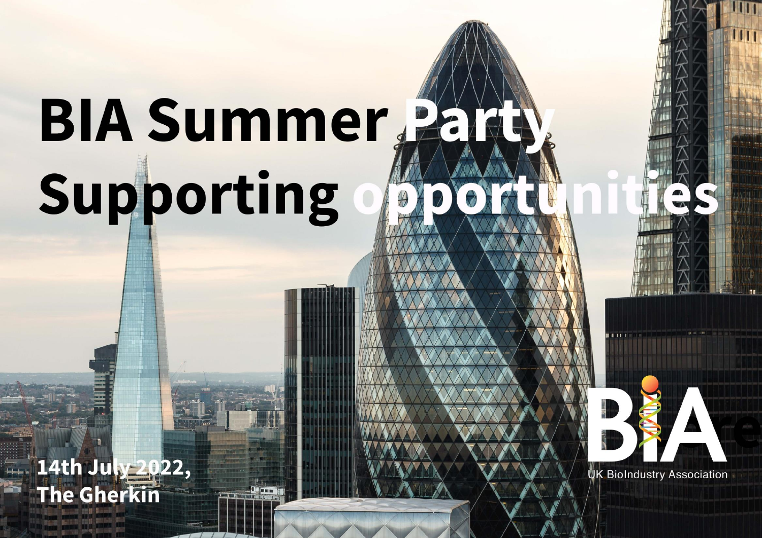# BIA Summer Party Supporting opportunities

**14th July 2022, The Gherkin**

UK BioIndustry Association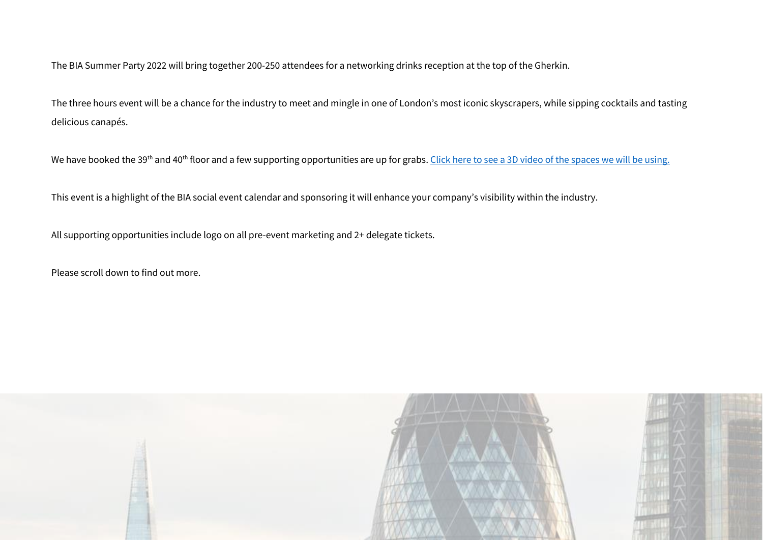The BIA Summer Party 2022 will bring together 200-250 attendees for a networking drinks reception at the top of the Gherkin.

The three hours event will be a chance for the industry to meet and mingle in one of London's most iconic skyscrapers, while sipping cocktails and tasting delicious canapés.

We have booked the 39th and 40th floor and a few supporting opportunities are up for grabs. Click here to see a 3D video of the spaces we will be using.

This event is a highlight of the BIA social event calendar and sponsoring it will enhance your company's visibility within the industry.

All supporting opportunities include logo on all pre-event marketing and 2+ delegate tickets.

Please scroll down to find out more.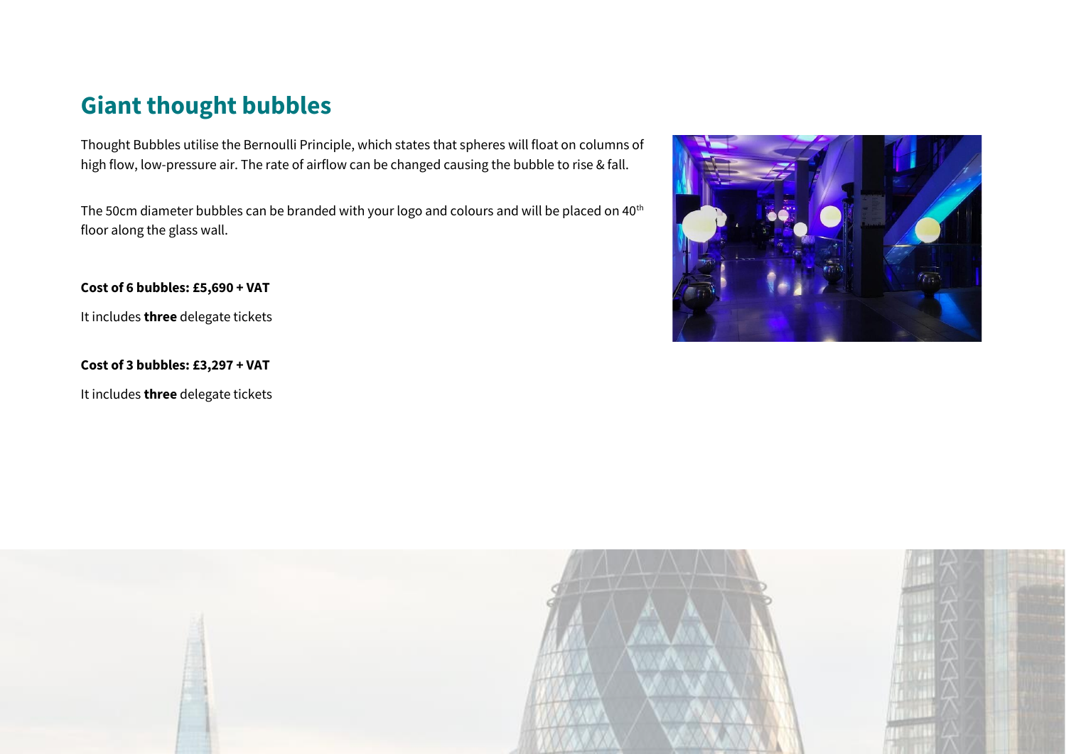# Giant thought bubbles

Thought Bubbles utilise the Bernoulli Principle, which states that spheres will float on columns of high flow, low-pressure air. The rate of airflow can be changed causing the bubble to rise & fall.

The 50cm diameter bubbles can be branded with your logo and colours and will be placed on 40th floor along the glass wall.

**Cost of 6 bubbles: £5,690 + VAT**

It includes **three** delegate tickets

**Cost of 3 bubbles: £3,297 + VAT**

It includes **three** delegate tickets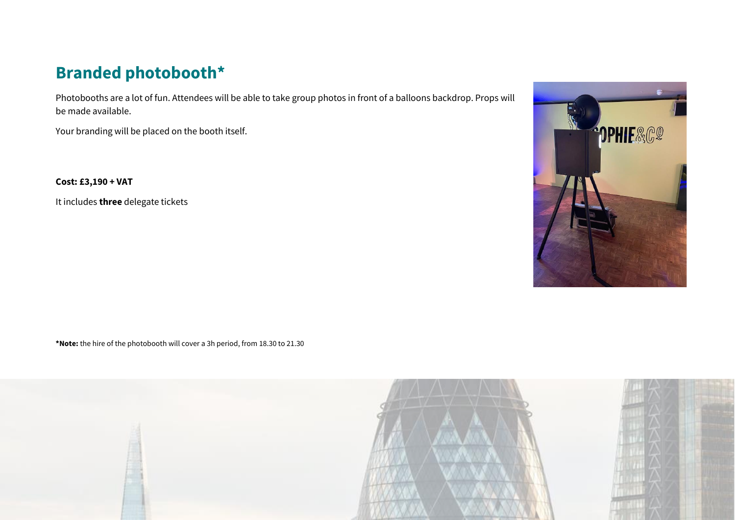## Branded photobooth*

Photobooths are a lot of fun. Attendees will be able to take group photos in front of a balloons backdrop. Props will be made available.

Your branding will be placed on the booth itself.

**Cost: £3,190 + VAT**

It includes **three** delegate tickets

***Note:** the hire of the photobooth will cover a 3h period, from 18.30 to 21.30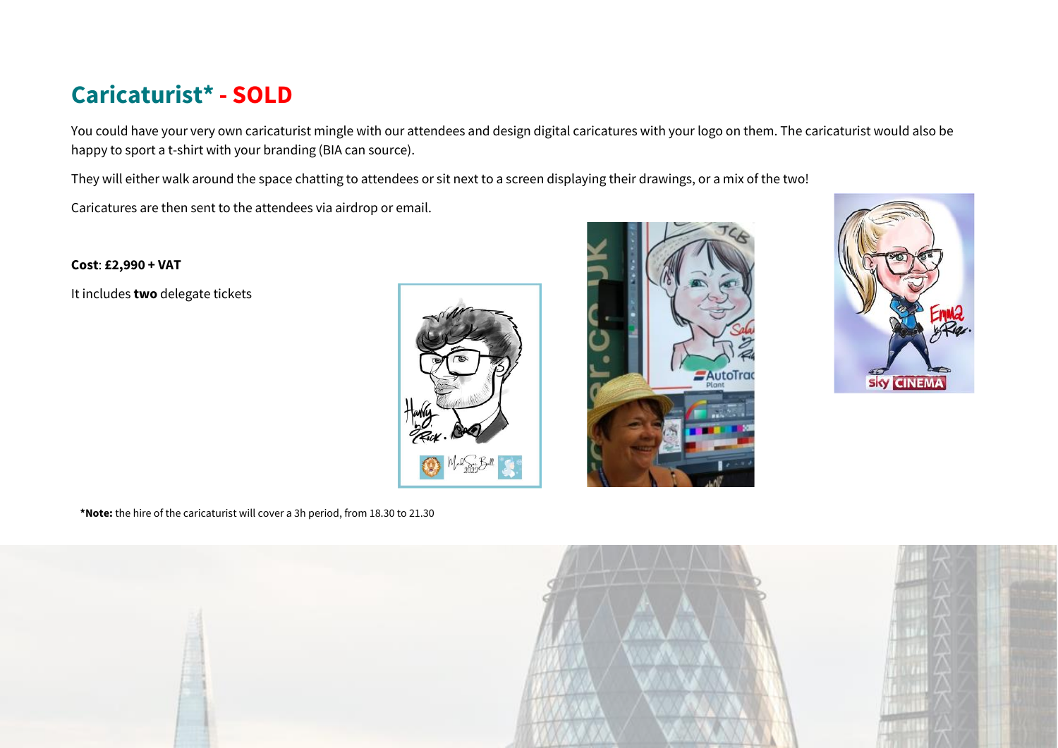## Caricaturist* - SOLD

You could have your very own caricaturist mingle with our attendees and design digital caricatures with your logo on them. The caricaturist would also be happy to sport a t-shirt with your branding (BIA can source).

They will either walk around the space chatting to attendees or sit next to a screen displaying their drawings, or a mix of the two!

Caricatures are then sent to the attendees via airdrop or email.

**Cost**: **£2,990 + VAT**

It includes **two** delegate tickets

***Note:** the hire of the caricaturist will cover a 3h period, from 18.30 to 21.30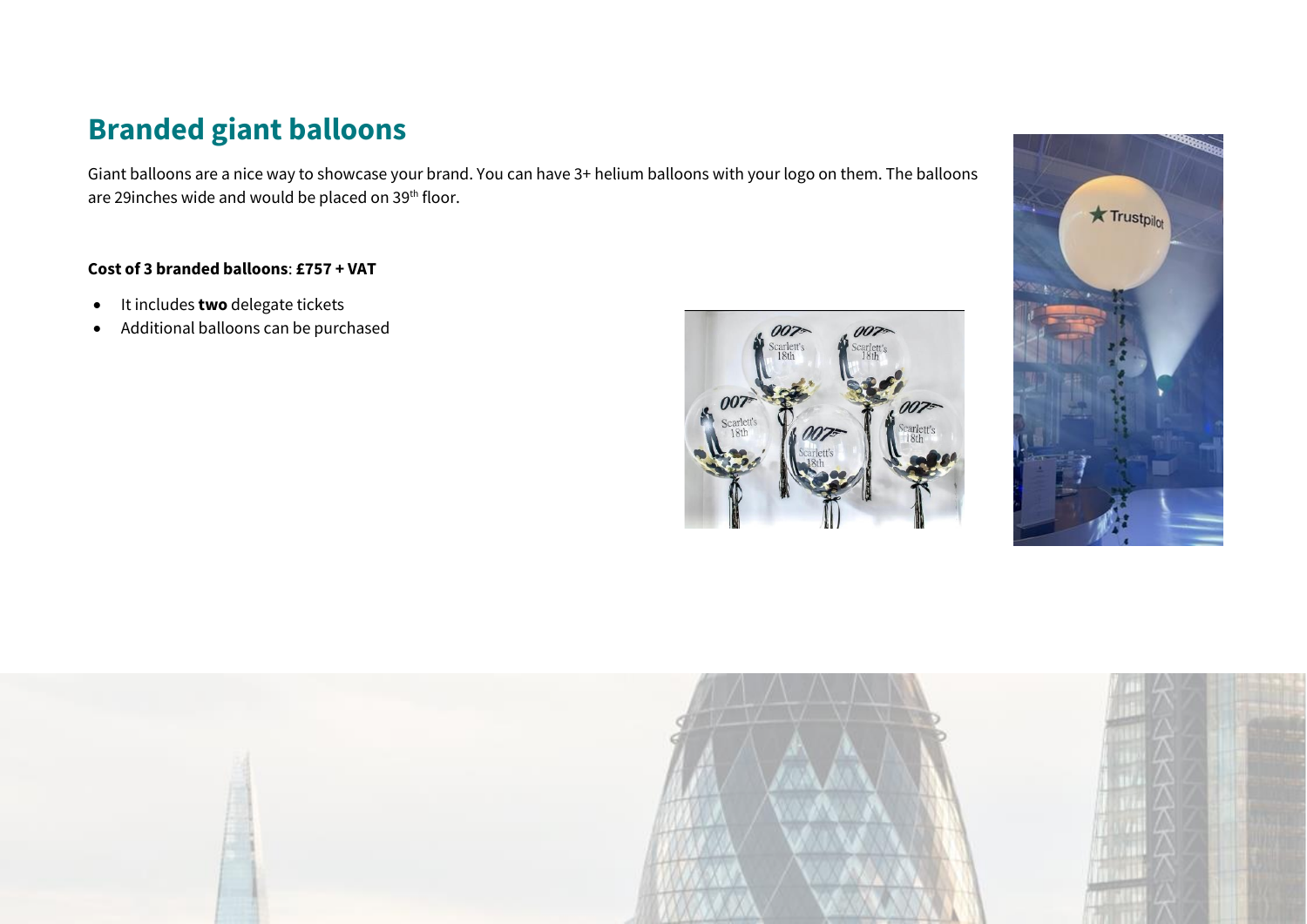## Branded giant balloons

Giant balloons are a nice way to showcase your brand. You can have 3+ helium balloons with your logo on them. The balloons are 29inches wide and would be placed on 39th floor.

**Cost of 3 branded balloons**: **£757 + VAT**

- It includes **two** delegate tickets
- Additional balloons can be purchased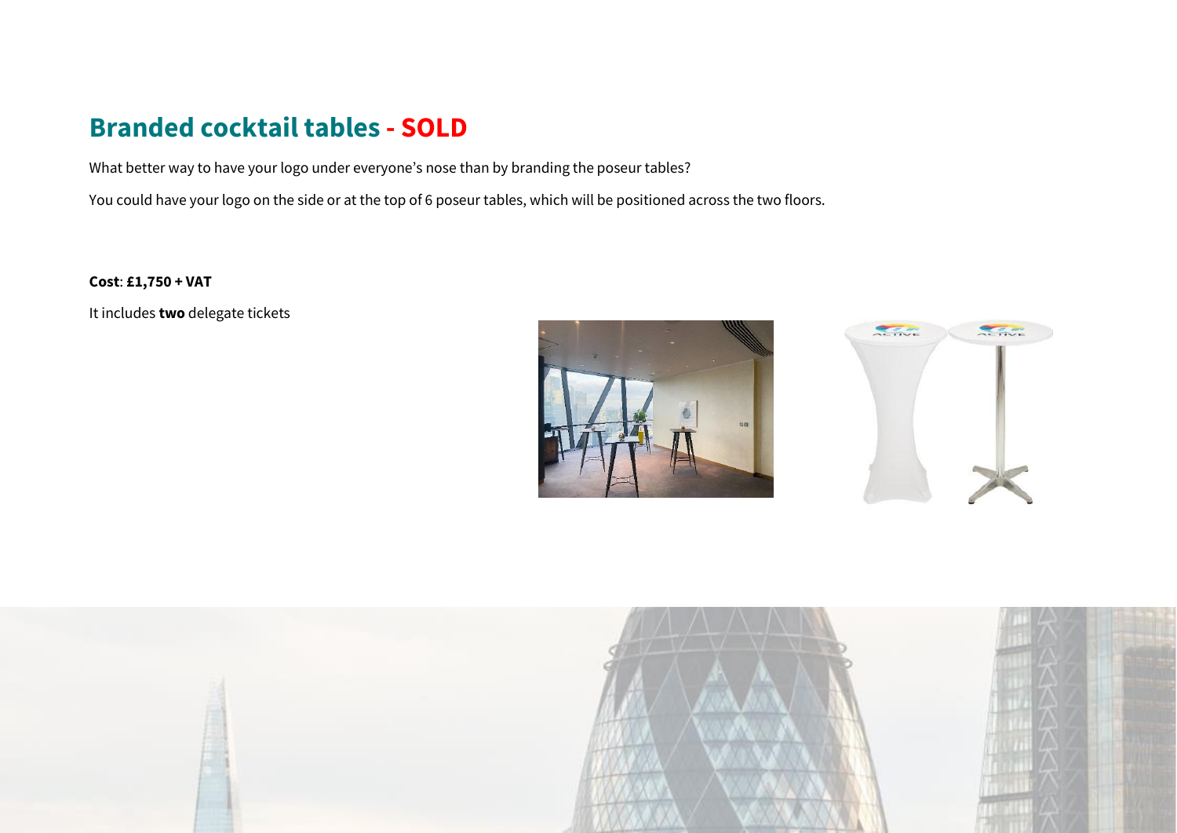## Branded cocktail tables - SOLD

What better way to have your logo under everyone's nose than by branding the poseur tables?

You could have your logo on the side or at the top of 6 poseur tables, which will be positioned across the two floors.

**Cost**: **£1,750 + VAT**

It includes **two** delegate tickets